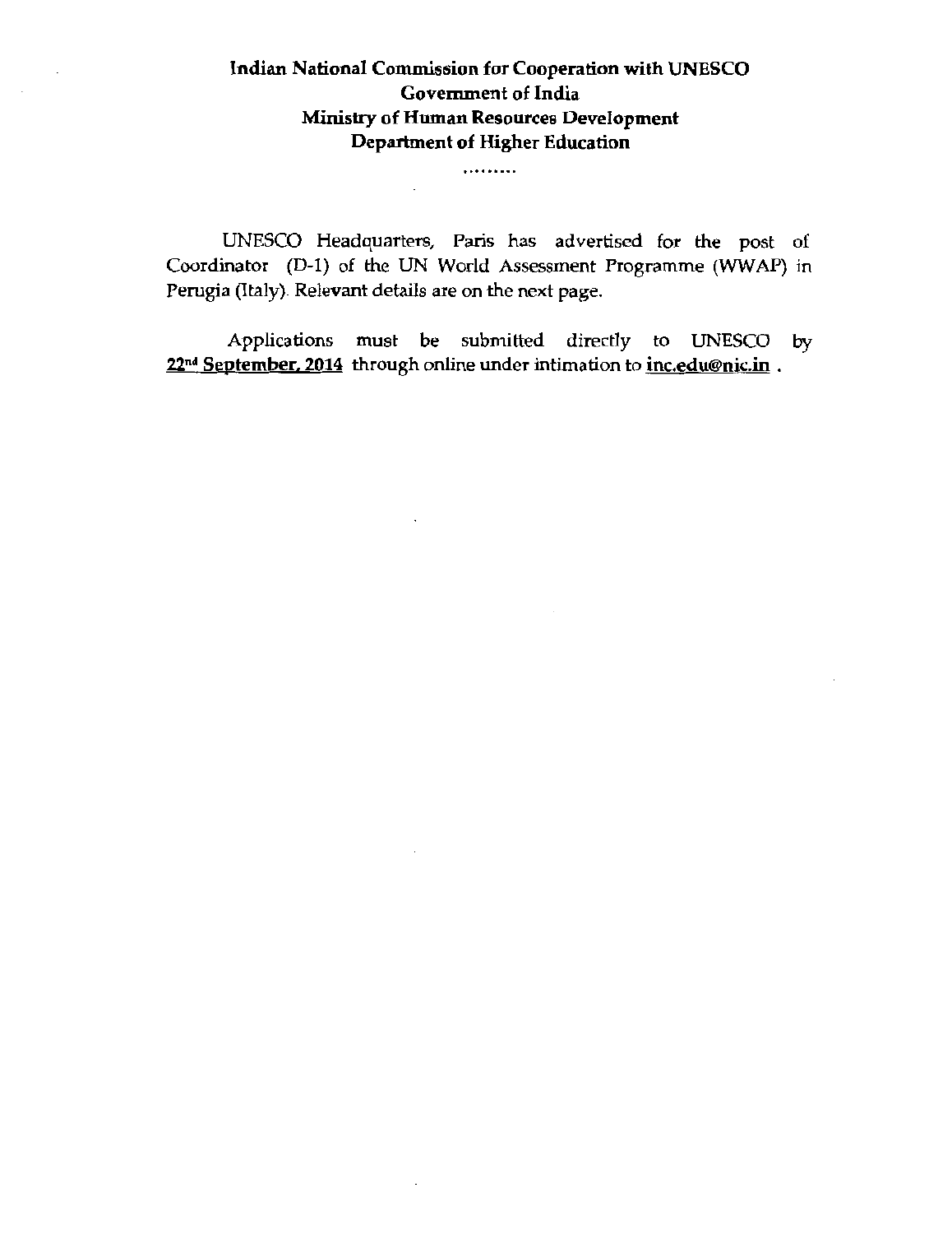**Indian National Commission for Cooperation with UNESCO**
**Government of India**
**Ministry of Human Resources Development**
**Department of Higher Education**

.........

UNESCO Headquarters, Paris has advertised for the post of Coordinator (D-1) of the UN World Assessment Programme (WWAP) in Perugia (Italy). Relevant details are on the next page.

Applications must be submitted directly to UNESCO by **22nd September, 2014** through online under intimation to **inc.edu@nic.in** .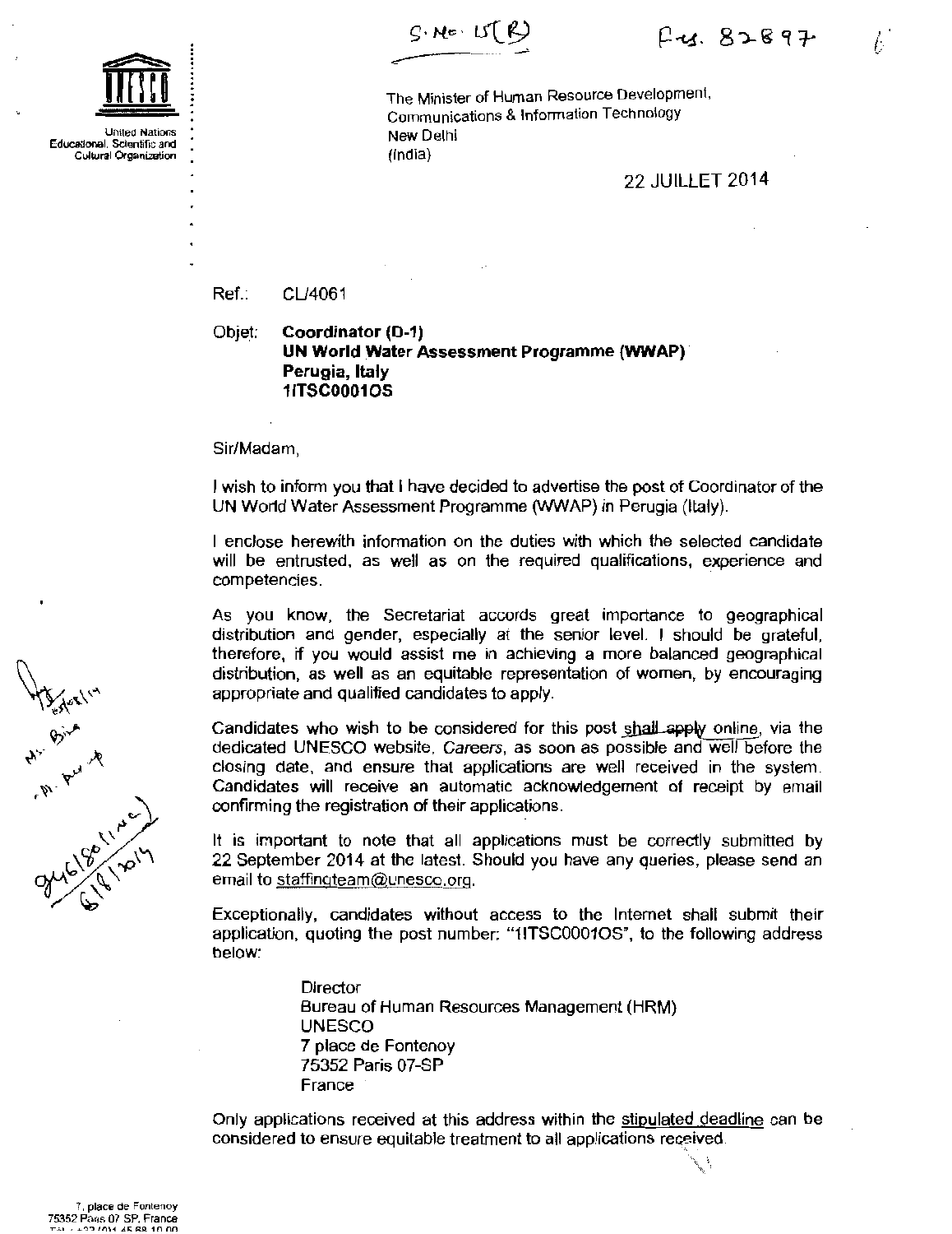S. No. 15(R) F.No. 82897

United Nations
Educational, Scientific and
Cultural Organization

The Minister of Human Resource Development,
Communications & Information Technology
New Delhi
(India)

22 JUILLET 2014

Ref.: CL/4061

Objet: **Coordinator (D-1)**
**UN World Water Assessment Programme (WWAP)**
**Perugia, Italy**
**1ITSC0001OS**

Sir/Madam,

I wish to inform you that I have decided to advertise the post of Coordinator of the UN World Water Assessment Programme (WWAP) in Perugia (Italy).

I enclose herewith information on the duties with which the selected candidate will be entrusted, as well as on the required qualifications, experience and competencies.

As you know, the Secretariat accords great importance to geographical distribution and gender, especially at the senior level. I should be grateful, therefore, if you would assist me in achieving a more balanced geographical distribution, as well as an equitable representation of women, by encouraging appropriate and qualified candidates to apply.

Candidates who wish to be considered for this post shall apply online, via the dedicated UNESCO website, *Careers*, as soon as possible and well before the closing date, and ensure that applications are well received in the system. Candidates will receive an automatic acknowledgement of receipt by email confirming the registration of their applications.

It is important to note that all applications must be correctly submitted by 22 September 2014 at the latest. Should you have any queries, please send an email to staffingteam@unesco.org.

Exceptionally, candidates without access to the Internet shall submit their application, quoting the post number: "1ITSC0001OS", to the following address below:

Director
Bureau of Human Resources Management (HRM)
UNESCO
7 place de Fontenoy
75352 Paris 07-SP
France

Only applications received at this address within the stipulated deadline can be considered to ensure equitable treatment to all applications received.

Ms. Bina
9461801(inc)
6/8/2014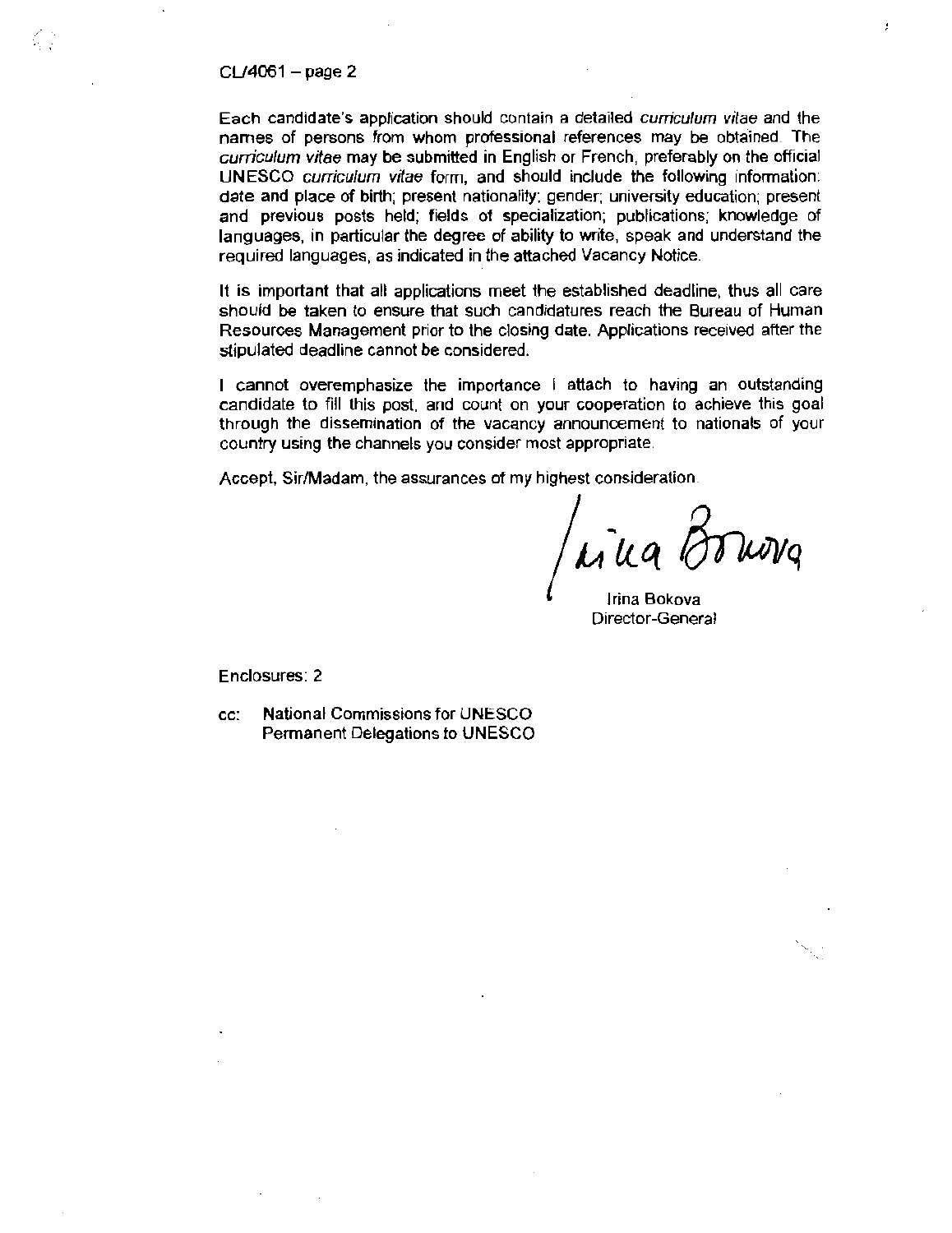Each candidate's application should contain a detailed *curriculum vitae* and the names of persons from whom professional references may be obtained. The *curriculum vitae* may be submitted in English or French, preferably on the official UNESCO *curriculum vitae* form, and should include the following information: date and place of birth; present nationality; gender; university education; present and previous posts held; fields of specialization; publications; knowledge of languages, in particular the degree of ability to write, speak and understand the required languages, as indicated in the attached Vacancy Notice.

It is important that all applications meet the established deadline, thus all care should be taken to ensure that such candidatures reach the Bureau of Human Resources Management prior to the closing date. Applications received after the stipulated deadline cannot be considered.

I cannot overemphasize the importance I attach to having an outstanding candidate to fill this post, and count on your cooperation to achieve this goal through the dissemination of the vacancy announcement to nationals of your country using the channels you consider most appropriate.

Accept, Sir/Madam, the assurances of my highest consideration.

Irina Bokova
Director-General

Enclosures: 2

cc: National Commissions for UNESCO
Permanent Delegations to UNESCO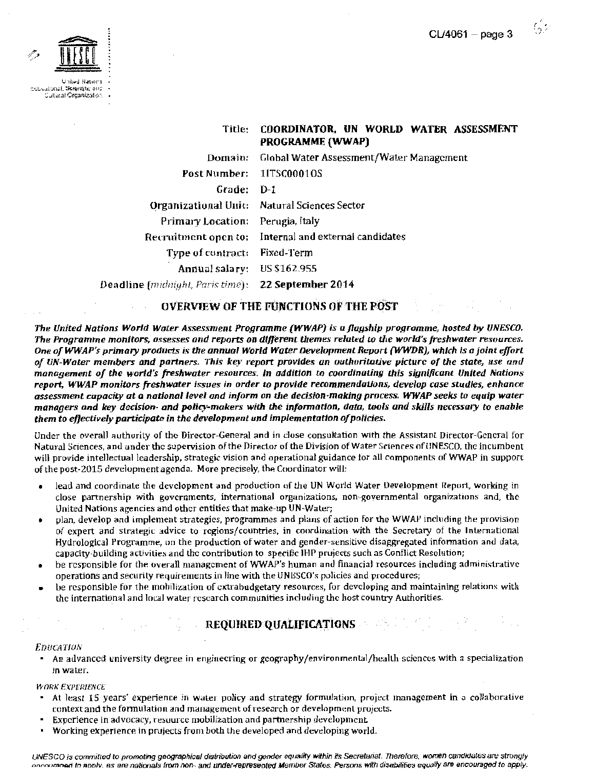| | |
|---|---|
| **Title:** | **COORDINATOR, UN WORLD WATER ASSESSMENT PROGRAMME (WWAP)** |
| **Domain:** | Global Water Assessment/Water Management |
| **Post Number:** | 1ITSC00010S |
| **Grade:** | D-1 |
| **Organizational Unit:** | Natural Sciences Sector |
| **Primary Location:** | Perugia, Italy |
| **Recruitment open to:** | Internal and external candidates |
| **Type of contract:** | Fixed-Term |
| **Annual salary:** | US $162,955 |
| **Deadline** (*midnight, Paris time*)**:** | **22 September 2014** |

## OVERVIEW OF THE FUNCTIONS OF THE POST

***The United Nations World Water Assessment Programme (WWAP) is a flagship programme, hosted by UNESCO. The Programme monitors, assesses and reports on different themes related to the world's freshwater resources. One of WWAP's primary products is the annual World Water Development Report (WWDR), which is a joint effort of UN-Water members and partners. This key report provides an authoritative picture of the state, use and management of the world's freshwater resources. In addition to coordinating this significant United Nations report, WWAP monitors freshwater issues in order to provide recommendations, develop case studies, enhance assessment capacity at a national level and inform on the decision-making process. WWAP seeks to equip water managers and key decision- and policy-makers with the information, data, tools and skills necessary to enable them to effectively participate in the development and implementation of policies.***

Under the overall authority of the Director-General and in close consultation with the Assistant Director-General for Natural Sciences, and under the supervision of the Director of the Division of Water Sciences of UNESCO, the incumbent will provide intellectual leadership, strategic vision and operational guidance for all components of WWAP in support of the post-2015 development agenda. More precisely, the Coordinator will:

- lead and coordinate the development and production of the UN World Water Development Report, working in close partnership with governments, international organizations, non-governmental organizations and, the United Nations agencies and other entities that make-up UN-Water;
- plan, develop and implement strategies, programmes and plans of action for the WWAP including the provision of expert and strategic advice to regions/countries, in coordination with the Secretary of the International Hydrological Programme, on the production of water and gender-sensitive disaggregated information and data, capacity-building activities and the contribution to specific IHP projects such as Conflict Resolution;
- be responsible for the overall management of WWAP's human and financial resources including administrative operations and security requirements in line with the UNESCO's policies and procedures;
- be responsible for the mobilization of extrabudgetary resources, for developing and maintaining relations with the international and local water research communities including the host country Authorities.

## REQUIRED QUALIFICATIONS

*EDUCATION*

- An advanced university degree in engineering or geography/environmental/health sciences with a specialization in water.

*WORK EXPERIENCE*

- At least 15 years' experience in water policy and strategy formulation, project management in a collaborative context and the formulation and management of research or development projects.
- Experience in advocacy, resource mobilization and partnership development.
- Working experience in projects from both the developed and developing world.

*UNESCO is committed to promoting geographical distribution and gender equality within its Secretariat. Therefore, women candidates are strongly encouraged to apply, as are nationals from non- and under-represented Member States. Persons with disabilities equally are encouraged to apply.*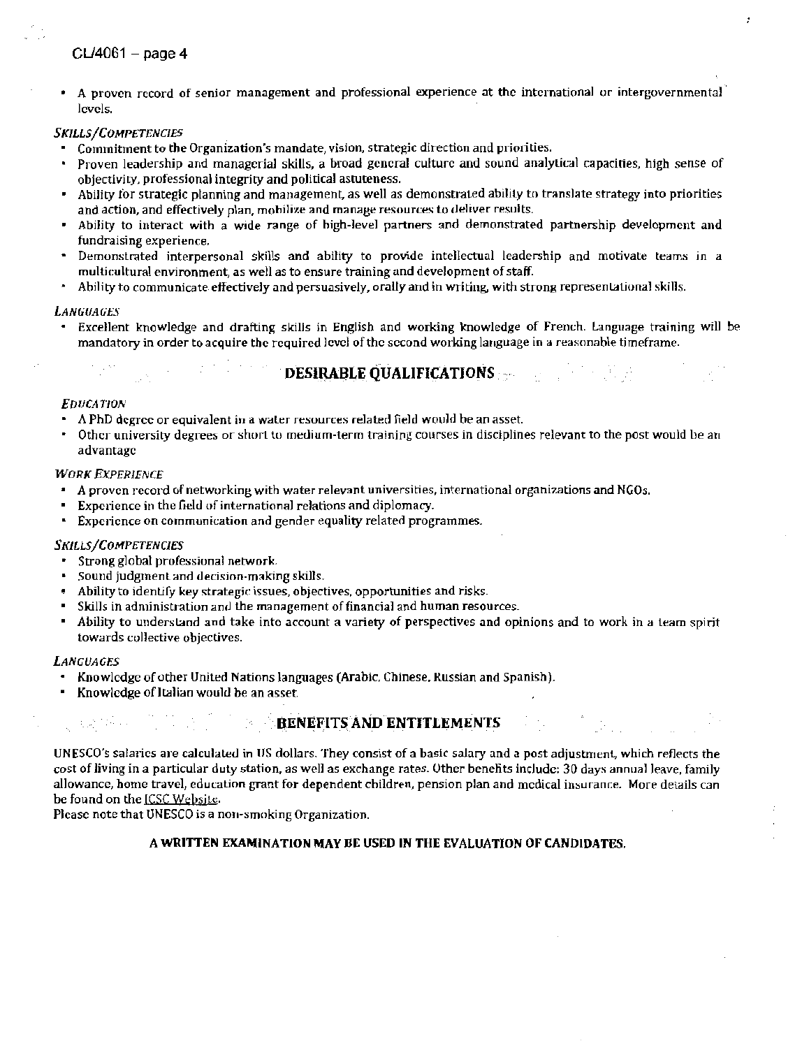- A proven record of senior management and professional experience at the international or intergovernmental levels.

*SKILLS/COMPETENCIES*

- Commitment to the Organization's mandate, vision, strategic direction and priorities.
- Proven leadership and managerial skills, a broad general culture and sound analytical capacities, high sense of objectivity, professional integrity and political astuteness.
- Ability for strategic planning and management, as well as demonstrated ability to translate strategy into priorities and action, and effectively plan, mobilize and manage resources to deliver results.
- Ability to interact with a wide range of high-level partners and demonstrated partnership development and fundraising experience.
- Demonstrated interpersonal skills and ability to provide intellectual leadership and motivate teams in a multicultural environment, as well as to ensure training and development of staff.
- Ability to communicate effectively and persuasively, orally and in writing, with strong representational skills.

*LANGUAGES*

- Excellent knowledge and drafting skills in English and working knowledge of French. Language training will be mandatory in order to acquire the required level of the second working language in a reasonable timeframe.

## DESIRABLE QUALIFICATIONS

*EDUCATION*

- A PhD degree or equivalent in a water resources related field would be an asset.
- Other university degrees or short to medium-term training courses in disciplines relevant to the post would be an advantage

*WORK EXPERIENCE*

- A proven record of networking with water relevant universities, international organizations and NGOs.
- Experience in the field of international relations and diplomacy.
- Experience on communication and gender equality related programmes.

*SKILLS/COMPETENCIES*

- Strong global professional network.
- Sound judgment and decision-making skills.
- Ability to identify key strategic issues, objectives, opportunities and risks.
- Skills in administration and the management of financial and human resources.
- Ability to understand and take into account a variety of perspectives and opinions and to work in a team spirit towards collective objectives.

*LANGUAGES*

- Knowledge of other United Nations languages (Arabic, Chinese, Russian and Spanish).
- Knowledge of Italian would be an asset.

## BENEFITS AND ENTITLEMENTS

UNESCO's salaries are calculated in US dollars. They consist of a basic salary and a post adjustment, which reflects the cost of living in a particular duty station, as well as exchange rates. Other benefits include: 30 days annual leave, family allowance, home travel, education grant for dependent children, pension plan and medical insurance. More details can be found on the ICSC Website.

Please note that UNESCO is a non-smoking Organization.

**A WRITTEN EXAMINATION MAY BE USED IN THE EVALUATION OF CANDIDATES.**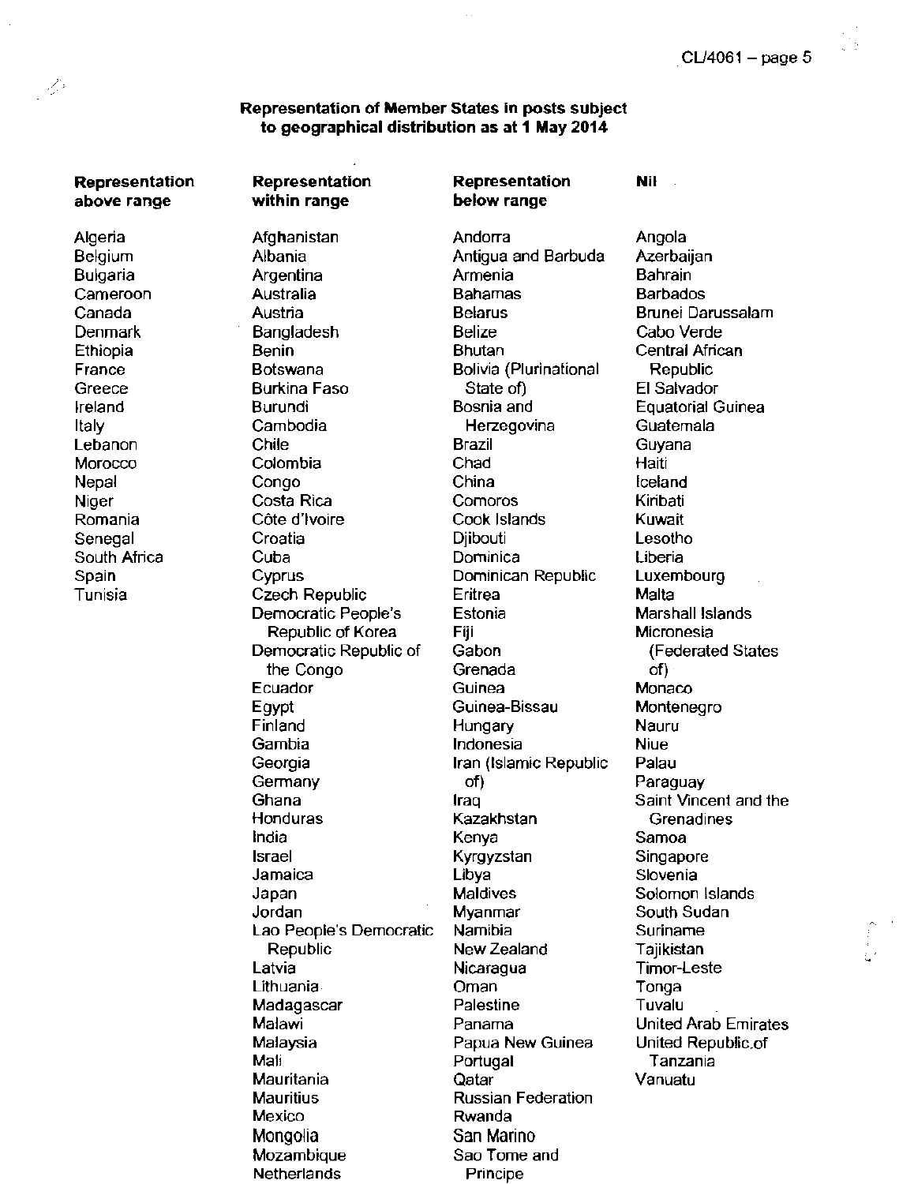**Representation of Member States in posts subject to geographical distribution as at 1 May 2014**

| Representation above range | Representation within range | Representation below range | Nil |
|---|---|---|---|
| Algeria | Afghanistan | Andorra | Angola |
| Belgium | Albania | Antigua and Barbuda | Azerbaijan |
| Bulgaria | Argentina | Armenia | Bahrain |
| Cameroon | Australia | Bahamas | Barbados |
| Canada | Austria | Belarus | Brunei Darussalam |
| Denmark | Bangladesh | Belize | Cabo Verde |
| Ethiopia | Benin | Bhutan | Central African Republic |
| France | Botswana | Bolivia (Plurinational State of) | El Salvador |
| Greece | Burkina Faso | Bosnia and Herzegovina | Equatorial Guinea |
| Ireland | Burundi | Brazil | Guatemala |
| Italy | Cambodia | Chad | Guyana |
| Lebanon | Chile | China | Haiti |
| Morocco | Colombia | Comoros | Iceland |
| Nepal | Congo | Cook Islands | Kiribati |
| Niger | Costa Rica | Djibouti | Kuwait |
| Romania | Côte d'Ivoire | Dominica | Lesotho |
| Senegal | Croatia | Dominican Republic | Liberia |
| South Africa | Cuba | Eritrea | Luxembourg |
| Spain | Cyprus | Estonia | Malta |
| Tunisia | Czech Republic | Fiji | Marshall Islands |
| | Democratic People's Republic of Korea | Gabon | Micronesia (Federated States of) |
| | Democratic Republic of the Congo | Grenada | Monaco |
| | Ecuador | Guinea | Montenegro |
| | Egypt | Guinea-Bissau | Nauru |
| | Finland | Hungary | Niue |
| | Gambia | Indonesia | Palau |
| | Georgia | Iran (Islamic Republic of) | Paraguay |
| | Germany | Iraq | Saint Vincent and the Grenadines |
| | Ghana | Kazakhstan | Samoa |
| | Honduras | Kenya | Singapore |
| | India | Kyrgyzstan | Slovenia |
| | Israel | Libya | Solomon Islands |
| | Jamaica | Maldives | South Sudan |
| | Japan | Myanmar | Suriname |
| | Jordan | Namibia | Tajikistan |
| | Lao People's Democratic Republic | New Zealand | Timor-Leste |
| | Latvia | Nicaragua | Tonga |
| | Lithuania | Oman | Tuvalu |
| | Madagascar | Palestine | United Arab Emirates |
| | Malawi | Panama | United Republic of Tanzania |
| | Malaysia | Papua New Guinea | Vanuatu |
| | Mali | Portugal | |
| | Mauritania | Qatar | |
| | Mauritius | Russian Federation | |
| | Mexico | Rwanda | |
| | Mongolia | San Marino | |
| | Mozambique | Sao Tome and Principe | |
| | Netherlands | | |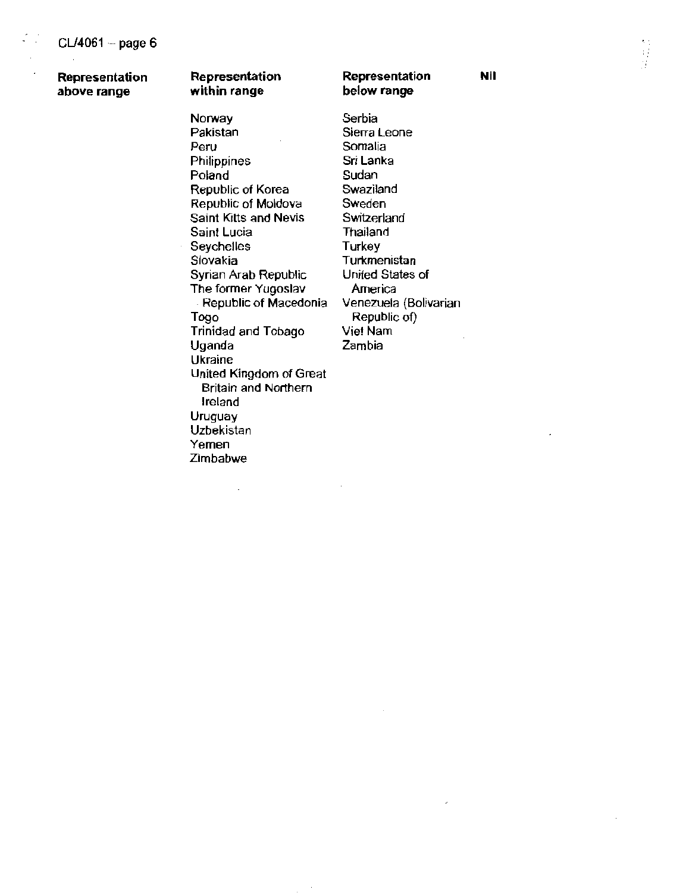| Representation above range | Representation within range | Representation below range | Nil |
|---|---|---|---|
| | Norway | Serbia | |
| | Pakistan | Sierra Leone | |
| | Peru | Somalia | |
| | Philippines | Sri Lanka | |
| | Poland | Sudan | |
| | Republic of Korea | Swaziland | |
| | Republic of Moldova | Sweden | |
| | Saint Kitts and Nevis | Switzerland | |
| | Saint Lucia | Thailand | |
| | Seychelles | Turkey | |
| | Slovakia | Turkmenistan | |
| | Syrian Arab Republic | United States of America | |
| | The former Yugoslav Republic of Macedonia | Venezuela (Bolivarian Republic of) | |
| | Togo | Viet Nam | |
| | Trinidad and Tobago | Zambia | |
| | Uganda | | |
| | Ukraine | | |
| | United Kingdom of Great Britain and Northern Ireland | | |
| | Uruguay | | |
| | Uzbekistan | | |
| | Yemen | | |
| | Zimbabwe | | |